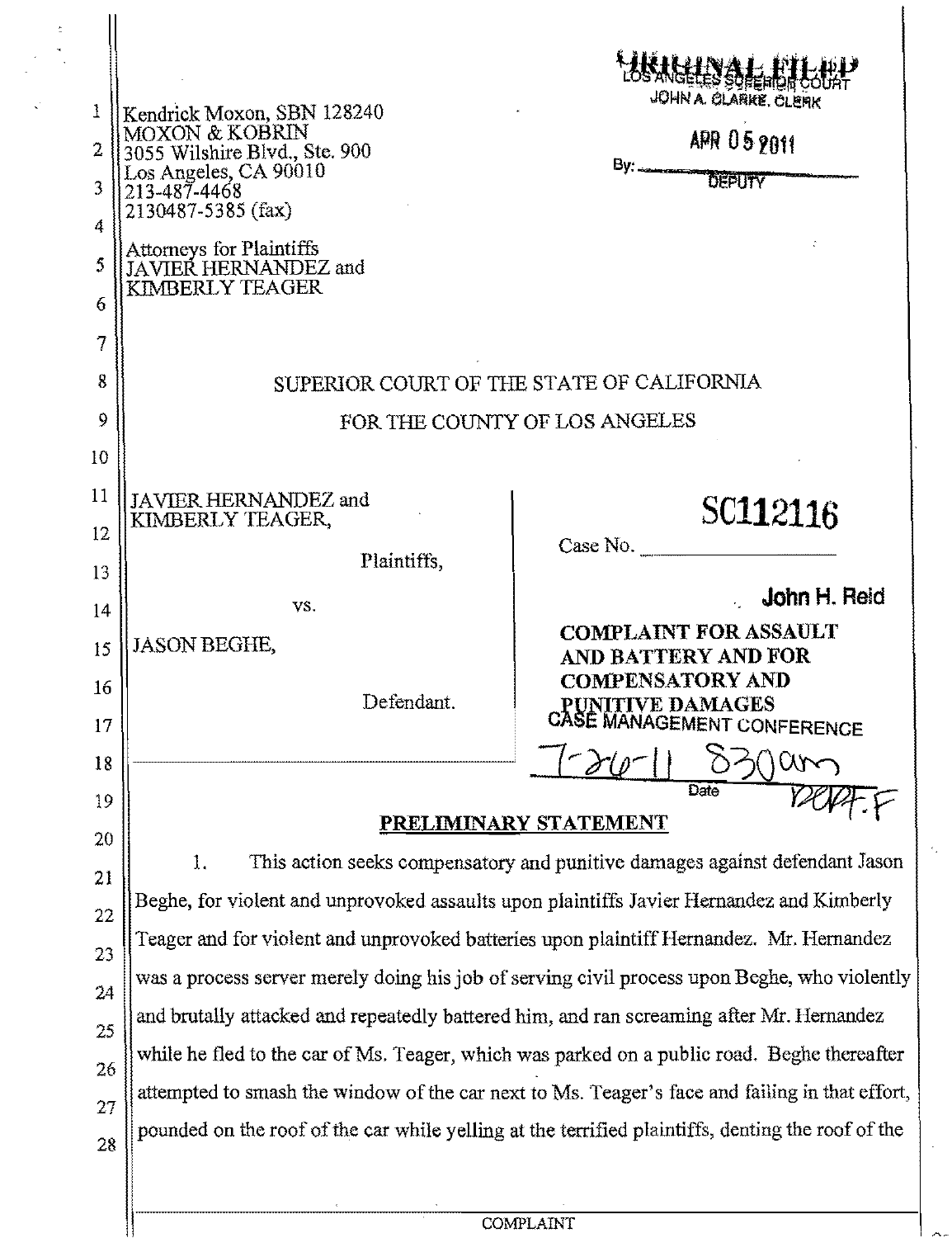Kendrick Moxon, SBN 128240
MOXON & KOBRIN
3055 Wilshire Blvd., Ste. 900
Los Angeles, CA 90010
213-487-4468
2130487-5385 (fax)

Attorneys for Plaintiffs
JAVIER HERNANDEZ and
KIMBERLY TEAGER

ORIGINAL FILED
LOS ANGELES SUPERIOR COURT
JOHN A. CLARKE, CLERK

APR 05 2011

By: DEPUTY

SUPERIOR COURT OF THE STATE OF CALIFORNIA

FOR THE COUNTY OF LOS ANGELES

JAVIER HERNANDEZ and KIMBERLY TEAGER,

Plaintiffs,

vs.

JASON BEGHE,

Defendant.

Case No. SC112116

John H. Reid

**COMPLAINT FOR ASSAULT AND BATTERY AND FOR COMPENSATORY AND PUNITIVE DAMAGES**

CASE MANAGEMENT CONFERENCE

7-26-11 830am
Date
Dept. F

## PRELIMINARY STATEMENT

1. This action seeks compensatory and punitive damages against defendant Jason Beghe, for violent and unprovoked assaults upon plaintiffs Javier Hernandez and Kimberly Teager and for violent and unprovoked batteries upon plaintiff Hernandez. Mr. Hernandez was a process server merely doing his job of serving civil process upon Beghe, who violently and brutally attacked and repeatedly battered him, and ran screaming after Mr. Hernandez while he fled to the car of Ms. Teager, which was parked on a public road. Beghe thereafter attempted to smash the window of the car next to Ms. Teager's face and failing in that effort, pounded on the roof of the car while yelling at the terrified plaintiffs, denting the roof of the

COMPLAINT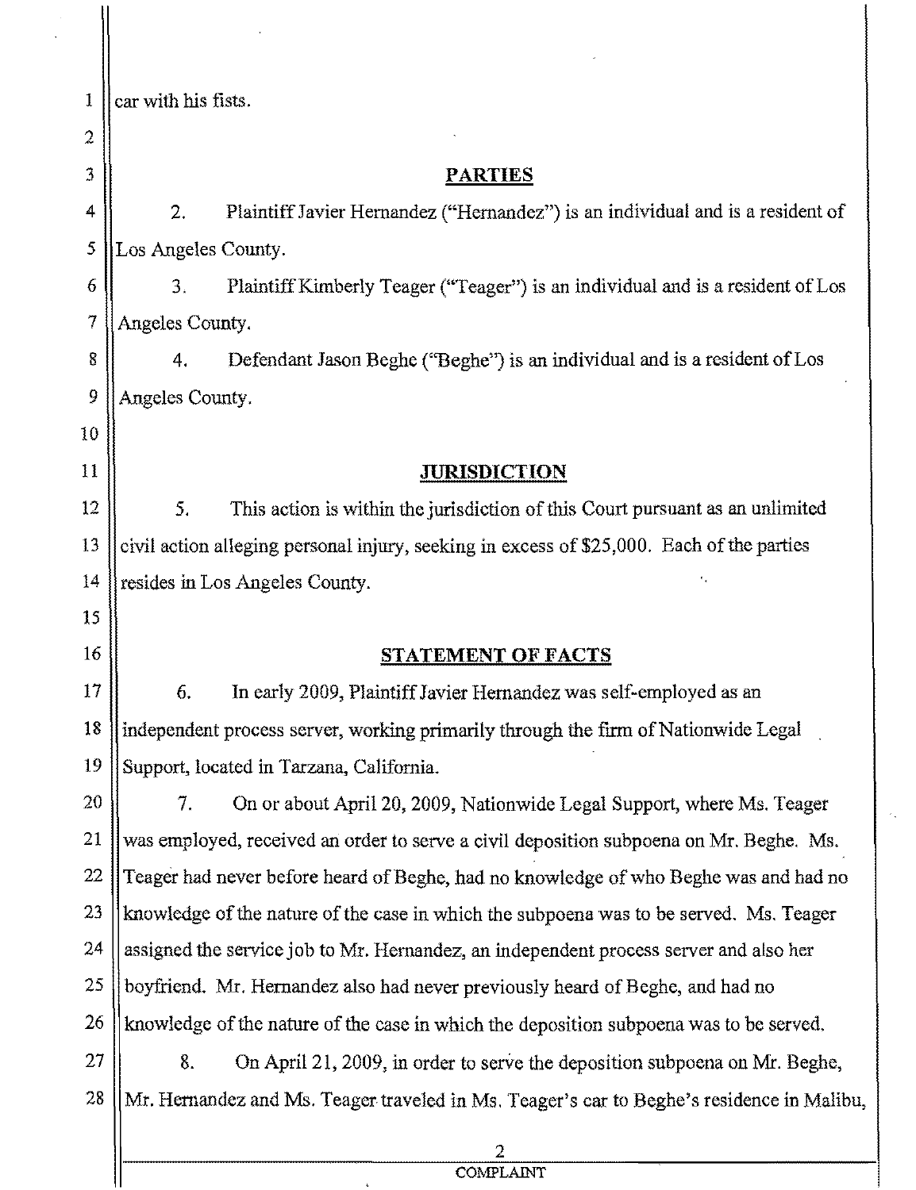car with his fists.

## PARTIES

2. Plaintiff Javier Hernandez ("Hernandez") is an individual and is a resident of Los Angeles County.

3. Plaintiff Kimberly Teager ("Teager") is an individual and is a resident of Los Angeles County.

4. Defendant Jason Beghe ("Beghe") is an individual and is a resident of Los Angeles County.

## JURISDICTION

5. This action is within the jurisdiction of this Court pursuant as an unlimited civil action alleging personal injury, seeking in excess of $25,000. Each of the parties resides in Los Angeles County.

## STATEMENT OF FACTS

6. In early 2009, Plaintiff Javier Hernandez was self-employed as an independent process server, working primarily through the firm of Nationwide Legal Support, located in Tarzana, California.

7. On or about April 20, 2009, Nationwide Legal Support, where Ms. Teager was employed, received an order to serve a civil deposition subpoena on Mr. Beghe. Ms. Teager had never before heard of Beghe, had no knowledge of who Beghe was and had no knowledge of the nature of the case in which the subpoena was to be served. Ms. Teager assigned the service job to Mr. Hernandez, an independent process server and also her boyfriend. Mr. Hernandez also had never previously heard of Beghe, and had no knowledge of the nature of the case in which the deposition subpoena was to be served.

8. On April 21, 2009, in order to serve the deposition subpoena on Mr. Beghe, Mr. Hernandez and Ms. Teager traveled in Ms. Teager's car to Beghe's residence in Malibu,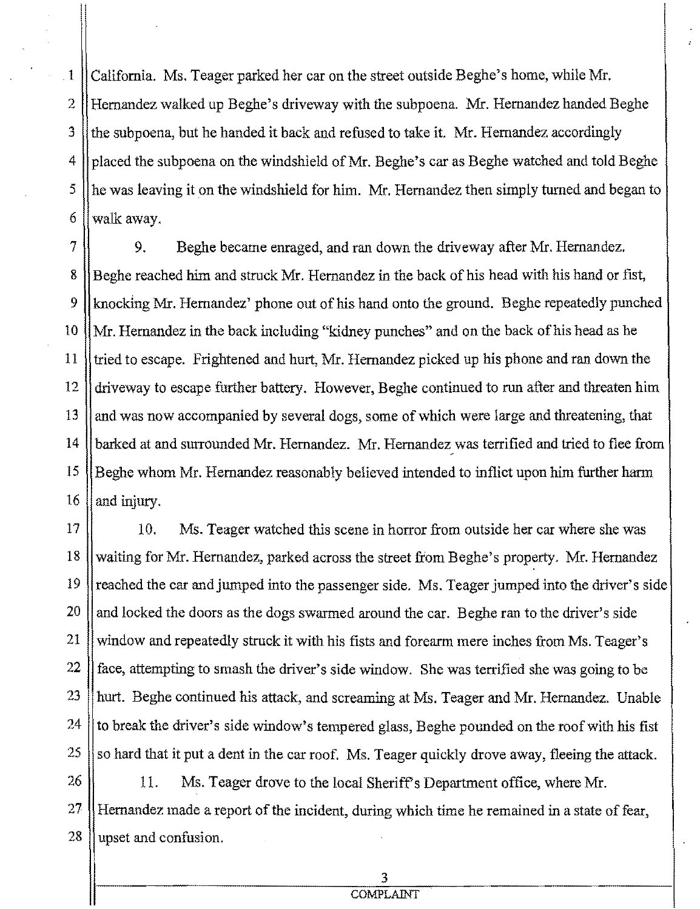California. Ms. Teager parked her car on the street outside Beghe's home, while Mr. Hernandez walked up Beghe's driveway with the subpoena. Mr. Hernandez handed Beghe the subpoena, but he handed it back and refused to take it. Mr. Hernandez accordingly placed the subpoena on the windshield of Mr. Beghe's car as Beghe watched and told Beghe he was leaving it on the windshield for him. Mr. Hernandez then simply turned and began to walk away.

9. Beghe became enraged, and ran down the driveway after Mr. Hernandez. Beghe reached him and struck Mr. Hernandez in the back of his head with his hand or fist, knocking Mr. Hernandez' phone out of his hand onto the ground. Beghe repeatedly punched Mr. Hernandez in the back including "kidney punches" and on the back of his head as he tried to escape. Frightened and hurt, Mr. Hernandez picked up his phone and ran down the driveway to escape further battery. However, Beghe continued to run after and threaten him and was now accompanied by several dogs, some of which were large and threatening, that barked at and surrounded Mr. Hernandez. Mr. Hernandez was terrified and tried to flee from Beghe whom Mr. Hernandez reasonably believed intended to inflict upon him further harm and injury.

10. Ms. Teager watched this scene in horror from outside her car where she was waiting for Mr. Hernandez, parked across the street from Beghe's property. Mr. Hernandez reached the car and jumped into the passenger side. Ms. Teager jumped into the driver's side and locked the doors as the dogs swarmed around the car. Beghe ran to the driver's side window and repeatedly struck it with his fists and forearm mere inches from Ms. Teager's face, attempting to smash the driver's side window. She was terrified she was going to be hurt. Beghe continued his attack, and screaming at Ms. Teager and Mr. Hernandez. Unable to break the driver's side window's tempered glass, Beghe pounded on the roof with his fist so hard that it put a dent in the car roof. Ms. Teager quickly drove away, fleeing the attack.

11. Ms. Teager drove to the local Sheriff's Department office, where Mr. Hernandez made a report of the incident, during which time he remained in a state of fear, upset and confusion.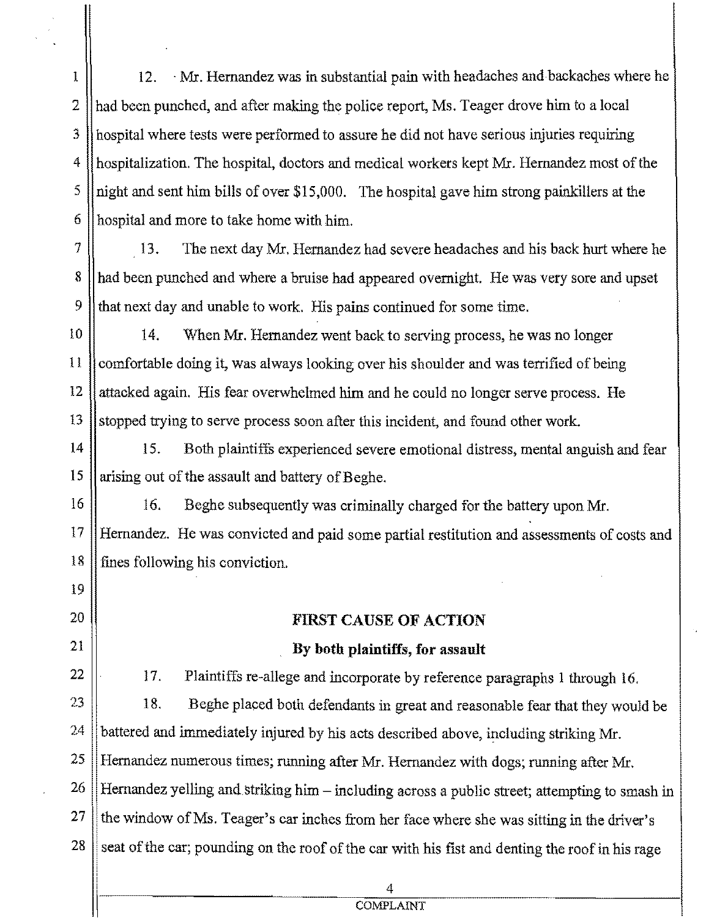12. Mr. Hernandez was in substantial pain with headaches and backaches where he had been punched, and after making the police report, Ms. Teager drove him to a local hospital where tests were performed to assure he did not have serious injuries requiring hospitalization. The hospital, doctors and medical workers kept Mr. Hernandez most of the night and sent him bills of over $15,000. The hospital gave him strong painkillers at the hospital and more to take home with him.

13. The next day Mr. Hernandez had severe headaches and his back hurt where he had been punched and where a bruise had appeared overnight. He was very sore and upset that next day and unable to work. His pains continued for some time.

14. When Mr. Hernandez went back to serving process, he was no longer comfortable doing it, was always looking over his shoulder and was terrified of being attacked again. His fear overwhelmed him and he could no longer serve process. He stopped trying to serve process soon after this incident, and found other work.

15. Both plaintiffs experienced severe emotional distress, mental anguish and fear arising out of the assault and battery of Beghe.

16. Beghe subsequently was criminally charged for the battery upon Mr. Hernandez. He was convicted and paid some partial restitution and assessments of costs and fines following his conviction.

## FIRST CAUSE OF ACTION

**By both plaintiffs, for assault**

17. Plaintiffs re-allege and incorporate by reference paragraphs 1 through 16.

18. Beghe placed both defendants in great and reasonable fear that they would be battered and immediately injured by his acts described above, including striking Mr. Hernandez numerous times; running after Mr. Hernandez with dogs; running after Mr. Hernandez yelling and striking him – including across a public street; attempting to smash in the window of Ms. Teager's car inches from her face where she was sitting in the driver's seat of the car; pounding on the roof of the car with his fist and denting the roof in his rage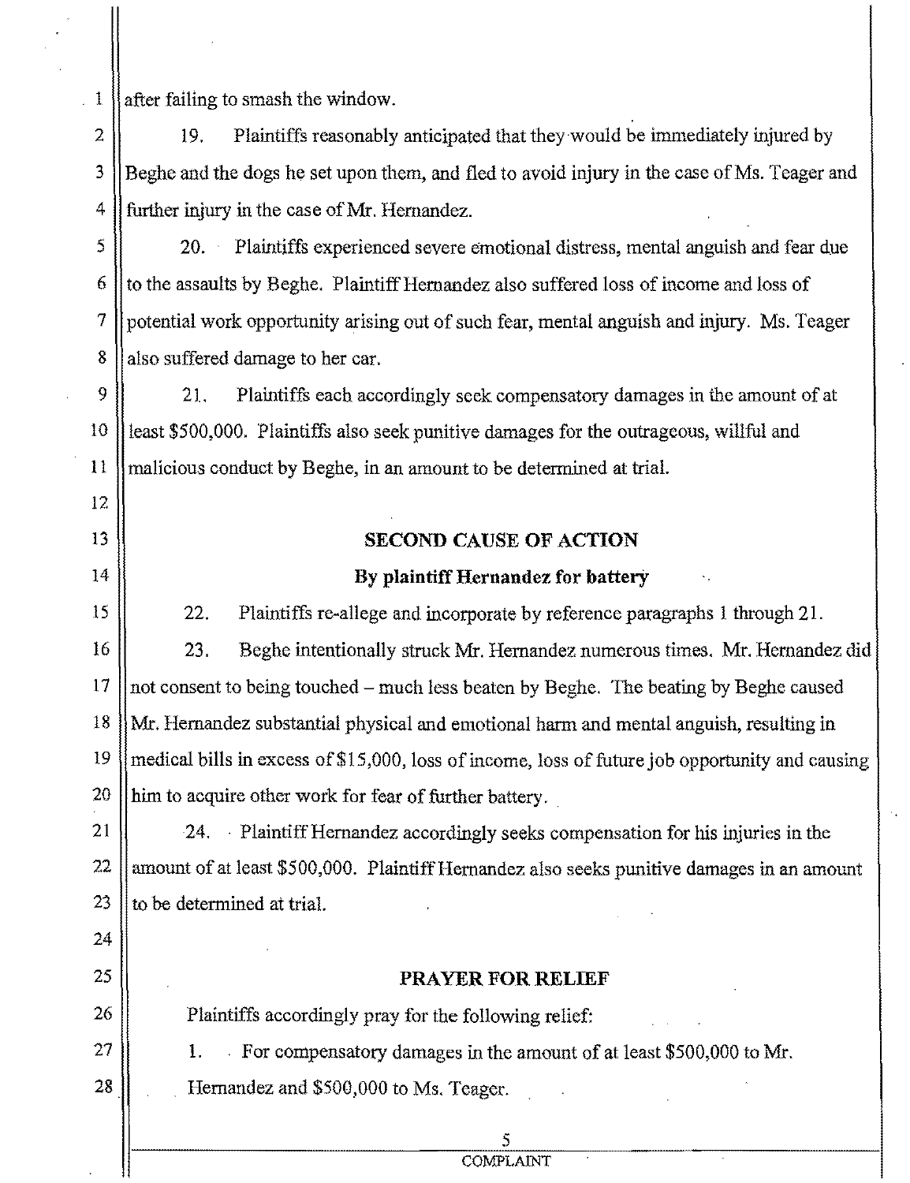after failing to smash the window.

19. Plaintiffs reasonably anticipated that they would be immediately injured by Beghe and the dogs he set upon them, and fled to avoid injury in the case of Ms. Teager and further injury in the case of Mr. Hernandez.

20. Plaintiffs experienced severe emotional distress, mental anguish and fear due to the assaults by Beghe. Plaintiff Hernandez also suffered loss of income and loss of potential work opportunity arising out of such fear, mental anguish and injury. Ms. Teager also suffered damage to her car.

21. Plaintiffs each accordingly seek compensatory damages in the amount of at least $500,000. Plaintiffs also seek punitive damages for the outrageous, willful and malicious conduct by Beghe, in an amount to be determined at trial.

## SECOND CAUSE OF ACTION

### By plaintiff Hernandez for battery

22. Plaintiffs re-allege and incorporate by reference paragraphs 1 through 21.

23. Beghe intentionally struck Mr. Hernandez numerous times. Mr. Hernandez did not consent to being touched – much less beaten by Beghe. The beating by Beghe caused Mr. Hernandez substantial physical and emotional harm and mental anguish, resulting in medical bills in excess of $15,000, loss of income, loss of future job opportunity and causing him to acquire other work for fear of further battery.

24. Plaintiff Hernandez accordingly seeks compensation for his injuries in the amount of at least $500,000. Plaintiff Hernandez also seeks punitive damages in an amount to be determined at trial.

## PRAYER FOR RELIEF

Plaintiffs accordingly pray for the following relief:

1. For compensatory damages in the amount of at least $500,000 to Mr. Hernandez and $500,000 to Ms. Teager.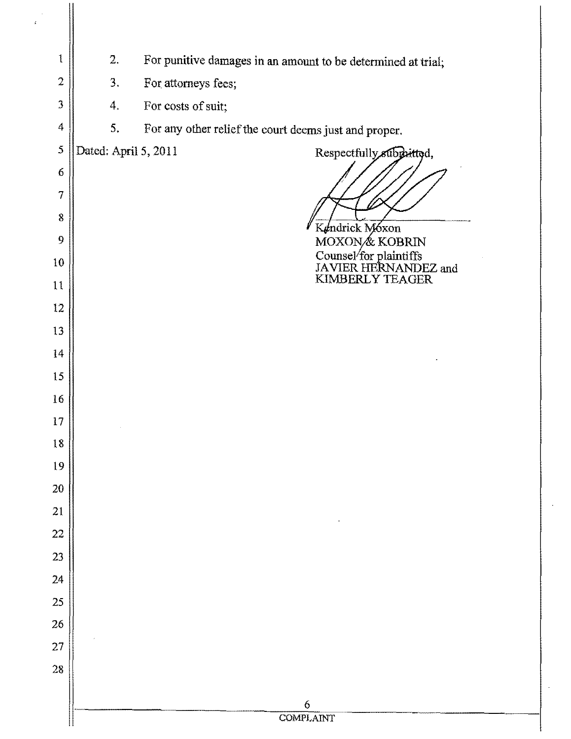2. For punitive damages in an amount to be determined at trial;
3. For attorneys fees;
4. For costs of suit;
5. For any other relief the court deems just and proper.

Dated: April 5, 2011

Respectfully submitted,

Kendrick Moxon
MOXON & KOBRIN
Counsel for plaintiffs
JAVIER HERNANDEZ and
KIMBERLY TEAGER

COMPLAINT